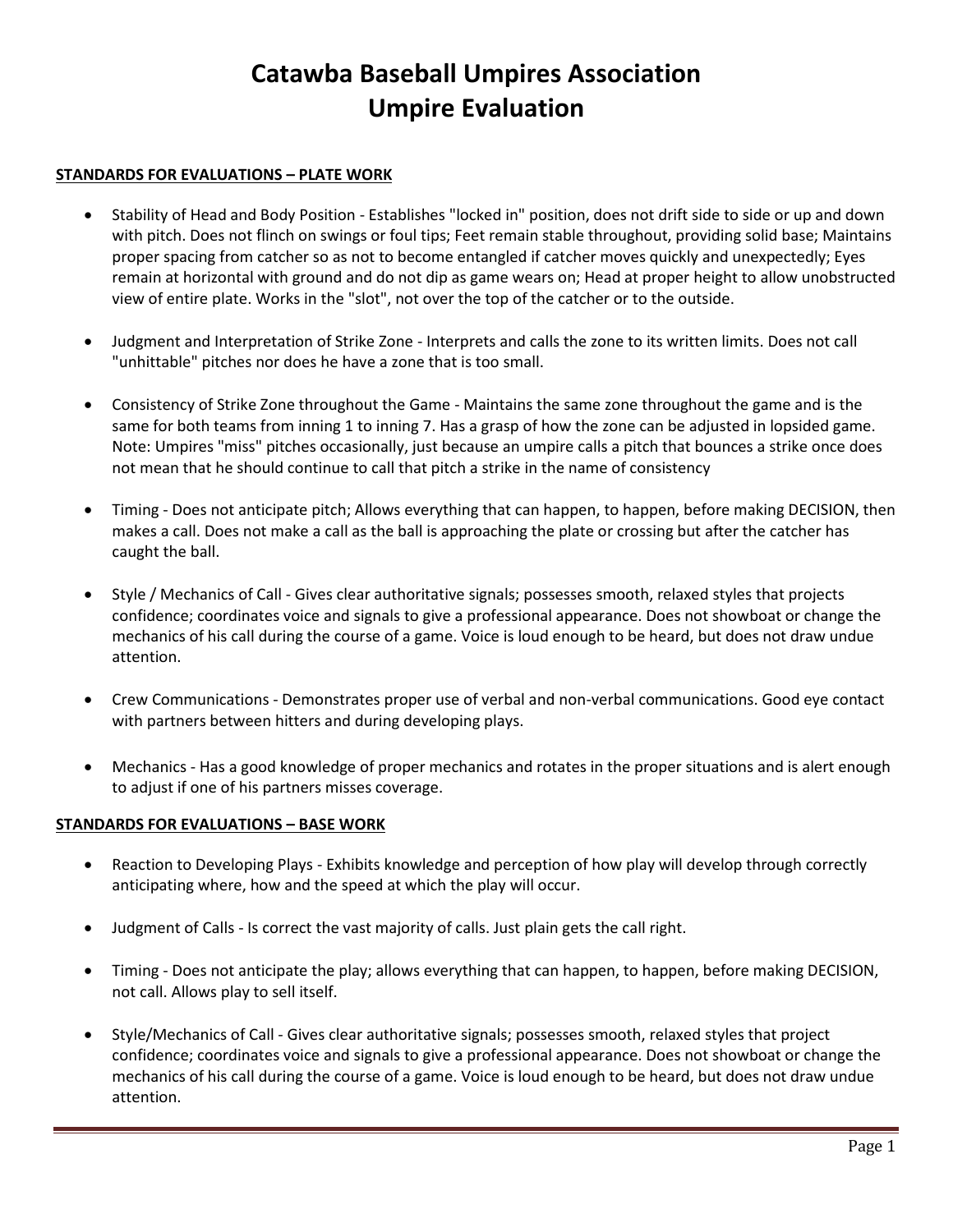# Catawba Baseball Umpires Association
# Umpire Evaluation

**STANDARDS FOR EVALUATIONS – PLATE WORK**

- Stability of Head and Body Position - Establishes "locked in" position, does not drift side to side or up and down with pitch. Does not flinch on swings or foul tips; Feet remain stable throughout, providing solid base; Maintains proper spacing from catcher so as not to become entangled if catcher moves quickly and unexpectedly; Eyes remain at horizontal with ground and do not dip as game wears on; Head at proper height to allow unobstructed view of entire plate. Works in the "slot", not over the top of the catcher or to the outside.

- Judgment and Interpretation of Strike Zone - Interprets and calls the zone to its written limits. Does not call "unhittable" pitches nor does he have a zone that is too small.

- Consistency of Strike Zone throughout the Game - Maintains the same zone throughout the game and is the same for both teams from inning 1 to inning 7. Has a grasp of how the zone can be adjusted in lopsided game. Note: Umpires "miss" pitches occasionally, just because an umpire calls a pitch that bounces a strike once does not mean that he should continue to call that pitch a strike in the name of consistency

- Timing - Does not anticipate pitch; Allows everything that can happen, to happen, before making DECISION, then makes a call. Does not make a call as the ball is approaching the plate or crossing but after the catcher has caught the ball.

- Style / Mechanics of Call - Gives clear authoritative signals; possesses smooth, relaxed styles that projects confidence; coordinates voice and signals to give a professional appearance. Does not showboat or change the mechanics of his call during the course of a game. Voice is loud enough to be heard, but does not draw undue attention.

- Crew Communications - Demonstrates proper use of verbal and non-verbal communications. Good eye contact with partners between hitters and during developing plays.

- Mechanics - Has a good knowledge of proper mechanics and rotates in the proper situations and is alert enough to adjust if one of his partners misses coverage.

**STANDARDS FOR EVALUATIONS – BASE WORK**

- Reaction to Developing Plays - Exhibits knowledge and perception of how play will develop through correctly anticipating where, how and the speed at which the play will occur.

- Judgment of Calls - Is correct the vast majority of calls. Just plain gets the call right.

- Timing - Does not anticipate the play; allows everything that can happen, to happen, before making DECISION, not call. Allows play to sell itself.

- Style/Mechanics of Call - Gives clear authoritative signals; possesses smooth, relaxed styles that project confidence; coordinates voice and signals to give a professional appearance. Does not showboat or change the mechanics of his call during the course of a game. Voice is loud enough to be heard, but does not draw undue attention.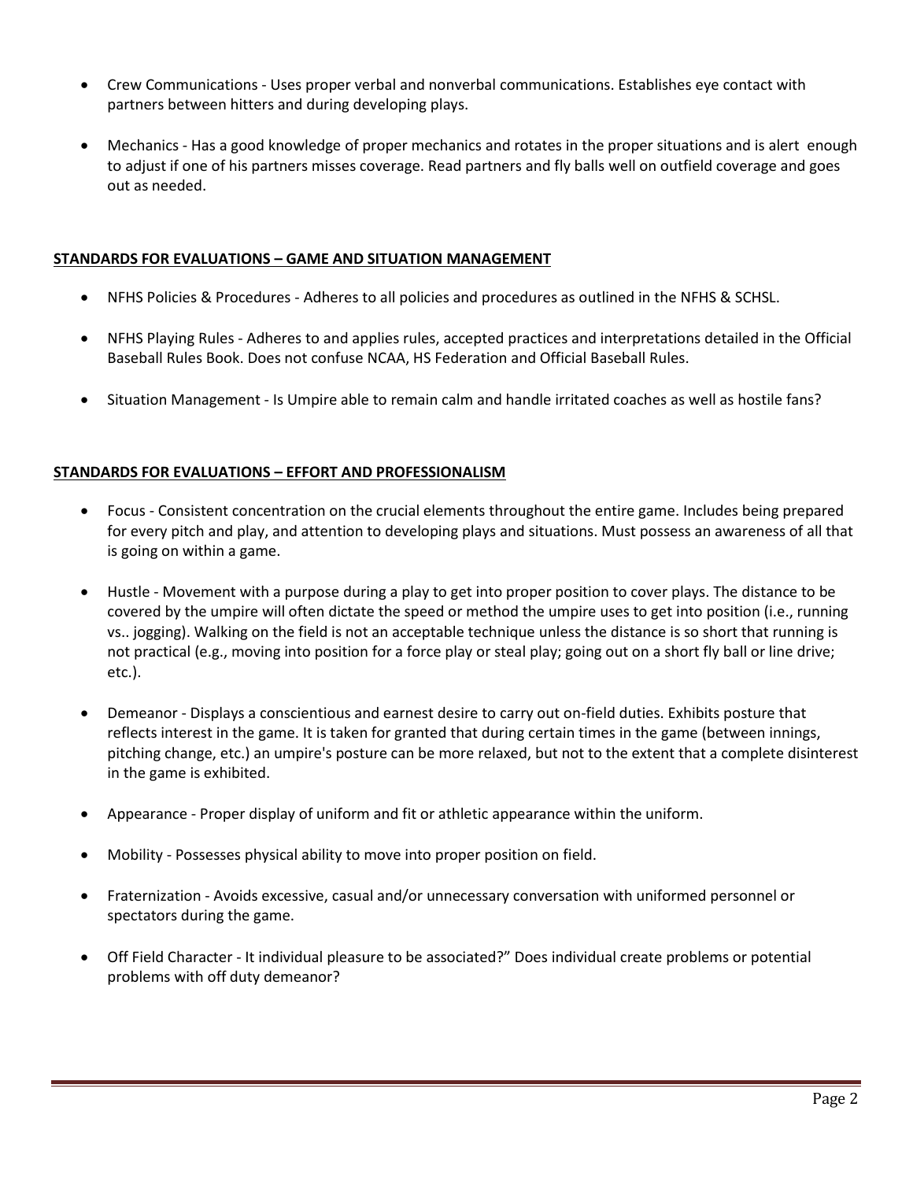- Crew Communications - Uses proper verbal and nonverbal communications. Establishes eye contact with partners between hitters and during developing plays.

- Mechanics - Has a good knowledge of proper mechanics and rotates in the proper situations and is alert enough to adjust if one of his partners misses coverage. Read partners and fly balls well on outfield coverage and goes out as needed.

**STANDARDS FOR EVALUATIONS – GAME AND SITUATION MANAGEMENT**

- NFHS Policies & Procedures - Adheres to all policies and procedures as outlined in the NFHS & SCHSL.

- NFHS Playing Rules - Adheres to and applies rules, accepted practices and interpretations detailed in the Official Baseball Rules Book. Does not confuse NCAA, HS Federation and Official Baseball Rules.

- Situation Management - Is Umpire able to remain calm and handle irritated coaches as well as hostile fans?

**STANDARDS FOR EVALUATIONS – EFFORT AND PROFESSIONALISM**

- Focus - Consistent concentration on the crucial elements throughout the entire game. Includes being prepared for every pitch and play, and attention to developing plays and situations. Must possess an awareness of all that is going on within a game.

- Hustle - Movement with a purpose during a play to get into proper position to cover plays. The distance to be covered by the umpire will often dictate the speed or method the umpire uses to get into position (i.e., running vs.. jogging). Walking on the field is not an acceptable technique unless the distance is so short that running is not practical (e.g., moving into position for a force play or steal play; going out on a short fly ball or line drive; etc.).

- Demeanor - Displays a conscientious and earnest desire to carry out on-field duties. Exhibits posture that reflects interest in the game. It is taken for granted that during certain times in the game (between innings, pitching change, etc.) an umpire's posture can be more relaxed, but not to the extent that a complete disinterest in the game is exhibited.

- Appearance - Proper display of uniform and fit or athletic appearance within the uniform.

- Mobility - Possesses physical ability to move into proper position on field.

- Fraternization - Avoids excessive, casual and/or unnecessary conversation with uniformed personnel or spectators during the game.

- Off Field Character - It individual pleasure to be associated?" Does individual create problems or potential problems with off duty demeanor?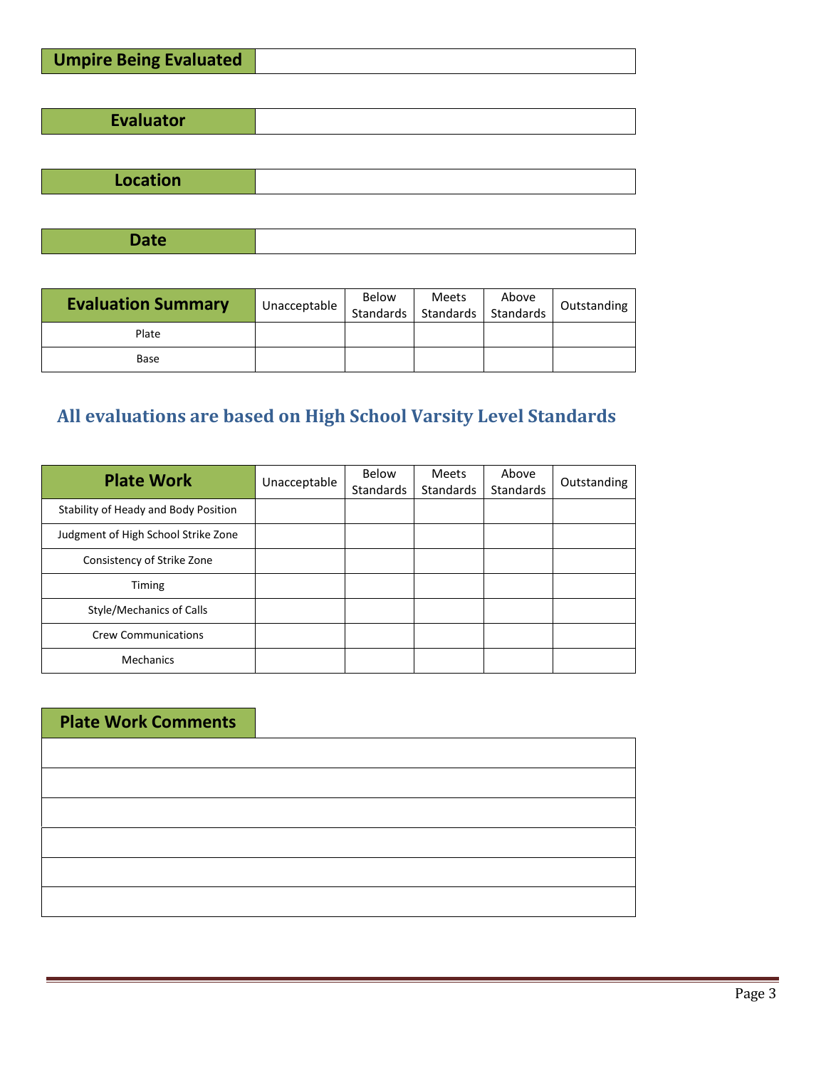| Umpire Being Evaluated | |
|---|---|

| Evaluator | |
|---|---|

| Location | |
|---|---|

| Date | |
|---|---|

| Evaluation Summary | Unacceptable | Below Standards | Meets Standards | Above Standards | Outstanding |
|---|---|---|---|---|---|
| Plate | | | | | |
| Base | | | | | |

## All evaluations are based on High School Varsity Level Standards

| Plate Work | Unacceptable | Below Standards | Meets Standards | Above Standards | Outstanding |
|---|---|---|---|---|---|
| Stability of Heady and Body Position | | | | | |
| Judgment of High School Strike Zone | | | | | |
| Consistency of Strike Zone | | | | | |
| Timing | | | | | |
| Style/Mechanics of Calls | | | | | |
| Crew Communications | | | | | |
| Mechanics | | | | | |

| Plate Work Comments |
|---|
| |
| |
| |
| |
| |
| |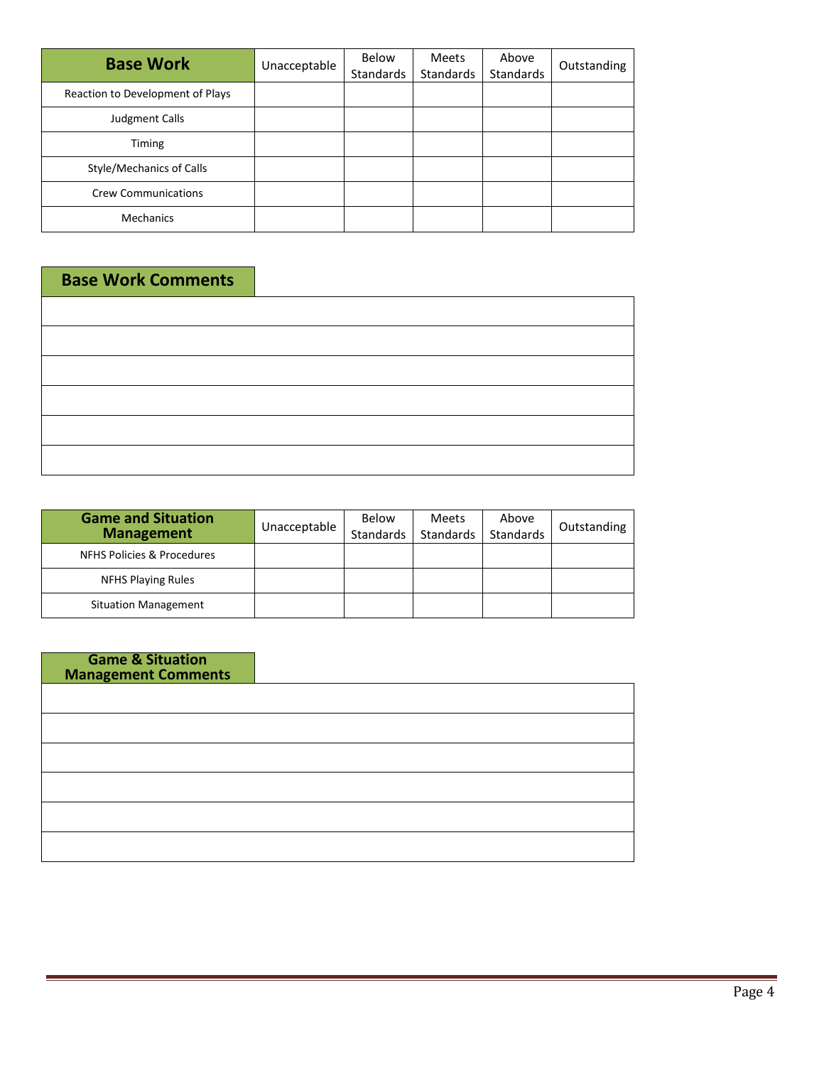| Base Work | Unacceptable | Below Standards | Meets Standards | Above Standards | Outstanding |
|---|---|---|---|---|---|
| Reaction to Development of Plays | | | | | |
| Judgment Calls | | | | | |
| Timing | | | | | |
| Style/Mechanics of Calls | | | | | |
| Crew Communications | | | | | |
| Mechanics | | | | | |

| Base Work Comments |
|---|
| |
| |
| |
| |
| |
| |

| Game and Situation Management | Unacceptable | Below Standards | Meets Standards | Above Standards | Outstanding |
|---|---|---|---|---|---|
| NFHS Policies & Procedures | | | | | |
| NFHS Playing Rules | | | | | |
| Situation Management | | | | | |

| Game & Situation Management Comments |
|---|
| |
| |
| |
| |
| |
| |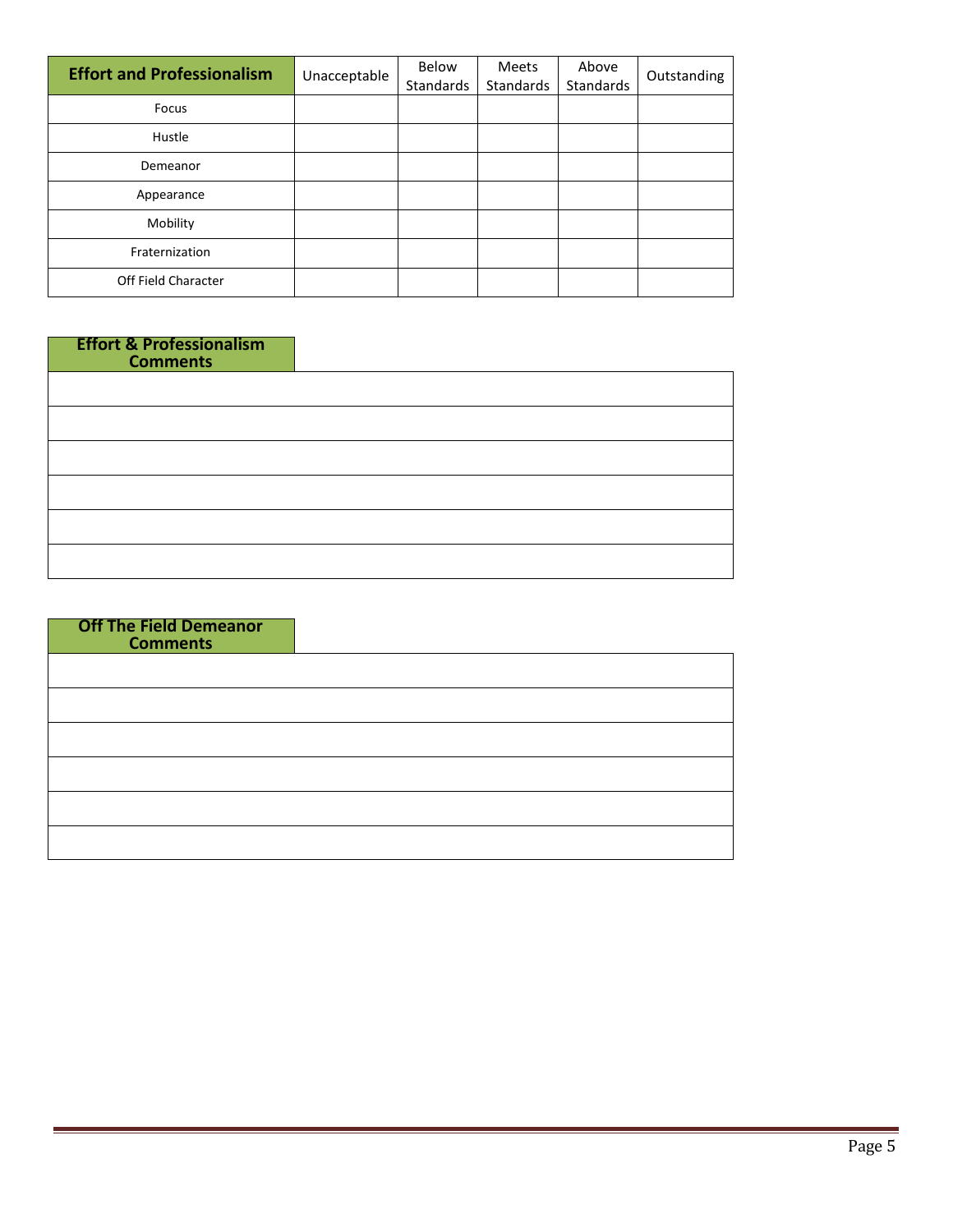| Effort and Professionalism | Unacceptable | Below Standards | Meets Standards | Above Standards | Outstanding |
|---|---|---|---|---|---|
| Focus | | | | | |
| Hustle | | | | | |
| Demeanor | | | | | |
| Appearance | | | | | |
| Mobility | | | | | |
| Fraternization | | | | | |
| Off Field Character | | | | | |

| Effort & Professionalism Comments |
|---|
| |
| |
| |
| |
| |
| |

| Off The Field Demeanor Comments |
|---|
| |
| |
| |
| |
| |
| |